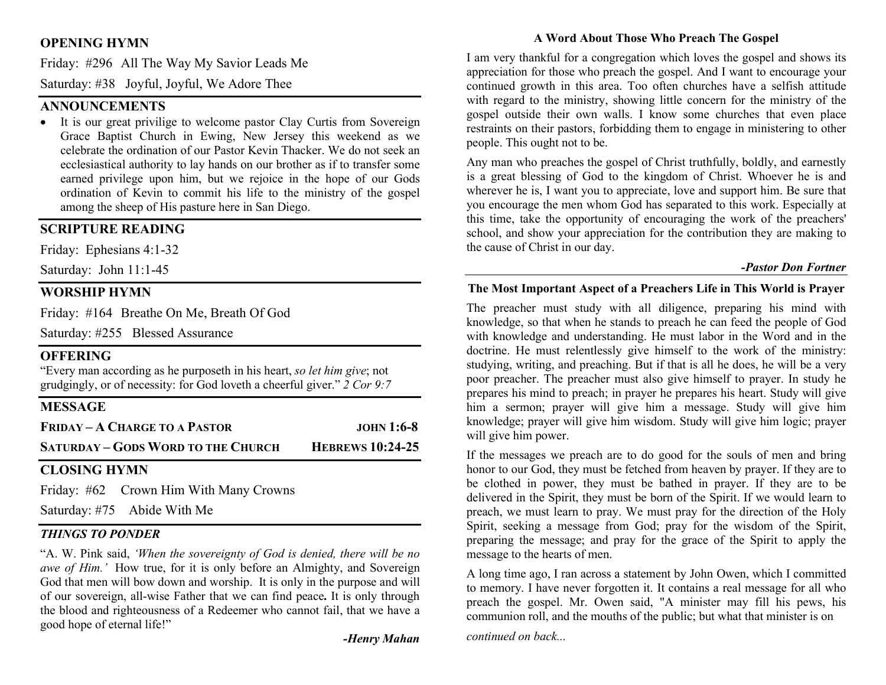## OPENING HYMN

Friday: #296 All The Way My Savior Leads Me

Saturday: #38 Joyful, Joyful, We Adore Thee

## ANNOUNCEMENTS

- It is our great privilige to welcome pastor Clay Curtis from Sovereign Grace Baptist Church in Ewing, New Jersey this weekend as we celebrate the ordination of our Pastor Kevin Thacker. We do not seek an ecclesiastical authority to lay hands on our brother as if to transfer some earned privilege upon him, but we rejoice in the hope of our Gods ordination of Kevin to commit his life to the ministry of the gospel among the sheep of His pasture here in San Diego.

## SCRIPTURE READING

Friday: Ephesians 4:1-32

Saturday: John 11:1-45

## WORSHIP HYMN

Friday: #164 Breathe On Me, Breath Of God

Saturday: #255 Blessed Assurance

## OFFERING

"Every man according as he purposeth in his heart, *so let him give*; not grudgingly, or of necessity: for God loveth a cheerful giver." *2 Cor 9:7*

## MESSAGE

**FRIDAY – A CHARGE TO A PASTOR** — **JOHN 1:6-8**

**SATURDAY – GODS WORD TO THE CHURCH** — **HEBREWS 10:24-25**

## CLOSING HYMN

Friday: #62 Crown Him With Many Crowns

Saturday: #75 Abide With Me

## *THINGS TO PONDER*

"A. W. Pink said, *'When the sovereignty of God is denied, there will be no awe of Him.'* How true, for it is only before an Almighty, and Sovereign God that men will bow down and worship. It is only in the purpose and will of our sovereign, all-wise Father that we can find peace**.** It is only through the blood and righteousness of a Redeemer who cannot fail, that we have a good hope of eternal life!"

***-Henry Mahan***

### A Word About Those Who Preach The Gospel

I am very thankful for a congregation which loves the gospel and shows its appreciation for those who preach the gospel. And I want to encourage your continued growth in this area. Too often churches have a selfish attitude with regard to the ministry, showing little concern for the ministry of the gospel outside their own walls. I know some churches that even place restraints on their pastors, forbidding them to engage in ministering to other people. This ought not to be.

Any man who preaches the gospel of Christ truthfully, boldly, and earnestly is a great blessing of God to the kingdom of Christ. Whoever he is and wherever he is, I want you to appreciate, love and support him. Be sure that you encourage the men whom God has separated to this work. Especially at this time, take the opportunity of encouraging the work of the preachers' school, and show your appreciation for the contribution they are making to the cause of Christ in our day.

***-Pastor Don Fortner***

### The Most Important Aspect of a Preachers Life in This World is Prayer

The preacher must study with all diligence, preparing his mind with knowledge, so that when he stands to preach he can feed the people of God with knowledge and understanding. He must labor in the Word and in the doctrine. He must relentlessly give himself to the work of the ministry: studying, writing, and preaching. But if that is all he does, he will be a very poor preacher. The preacher must also give himself to prayer. In study he prepares his mind to preach; in prayer he prepares his heart. Study will give him a sermon; prayer will give him a message. Study will give him knowledge; prayer will give him wisdom. Study will give him logic; prayer will give him power.

If the messages we preach are to do good for the souls of men and bring honor to our God, they must be fetched from heaven by prayer. If they are to be clothed in power, they must be bathed in prayer. If they are to be delivered in the Spirit, they must be born of the Spirit. If we would learn to preach, we must learn to pray. We must pray for the direction of the Holy Spirit, seeking a message from God; pray for the wisdom of the Spirit, preparing the message; and pray for the grace of the Spirit to apply the message to the hearts of men.

A long time ago, I ran across a statement by John Owen, which I committed to memory. I have never forgotten it. It contains a real message for all who preach the gospel. Mr. Owen said, "A minister may fill his pews, his communion roll, and the mouths of the public; but what that minister is on

*continued on back...*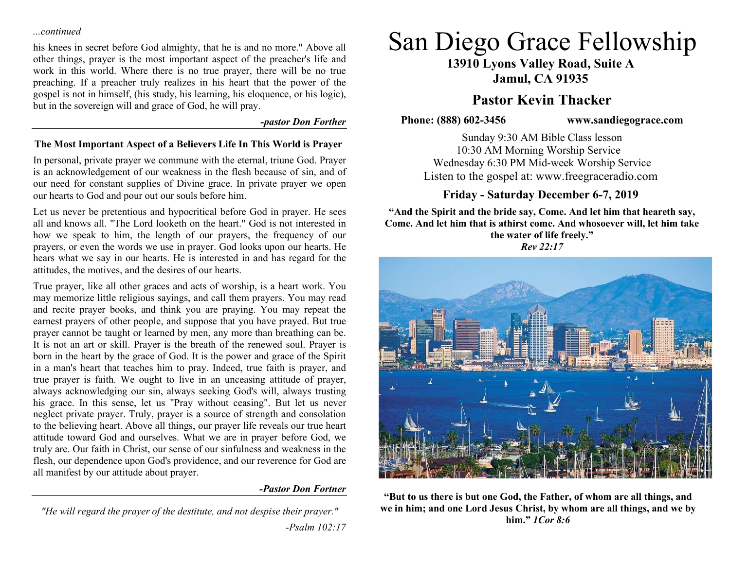*...continued*

his knees in secret before God almighty, that he is and no more." Above all other things, prayer is the most important aspect of the preacher's life and work in this world. Where there is no true prayer, there will be no true preaching. If a preacher truly realizes in his heart that the power of the gospel is not in himself, (his study, his learning, his eloquence, or his logic), but in the sovereign will and grace of God, he will pray.

***-pastor Don Forther***

---

### The Most Important Aspect of a Believers Life In This World is Prayer

In personal, private prayer we commune with the eternal, triune God. Prayer is an acknowledgement of our weakness in the flesh because of sin, and of our need for constant supplies of Divine grace. In private prayer we open our hearts to God and pour out our souls before him.

Let us never be pretentious and hypocritical before God in prayer. He sees all and knows all. "The Lord looketh on the heart." God is not interested in how we speak to him, the length of our prayers, the frequency of our prayers, or even the words we use in prayer. God looks upon our hearts. He hears what we say in our hearts. He is interested in and has regard for the attitudes, the motives, and the desires of our hearts.

True prayer, like all other graces and acts of worship, is a heart work. You may memorize little religious sayings, and call them prayers. You may read and recite prayer books, and think you are praying. You may repeat the earnest prayers of other people, and suppose that you have prayed. But true prayer cannot be taught or learned by men, any more than breathing can be. It is not an art or skill. Prayer is the breath of the renewed soul. Prayer is born in the heart by the grace of God. It is the power and grace of the Spirit in a man's heart that teaches him to pray. Indeed, true faith is prayer, and true prayer is faith. We ought to live in an unceasing attitude of prayer, always acknowledging our sin, always seeking God's will, always trusting his grace. In this sense, let us "Pray without ceasing". But let us never neglect private prayer. Truly, prayer is a source of strength and consolation to the believing heart. Above all things, our prayer life reveals our true heart attitude toward God and ourselves. What we are in prayer before God, we truly are. Our faith in Christ, our sense of our sinfulness and weakness in the flesh, our dependence upon God's providence, and our reverence for God are all manifest by our attitude about prayer.

***-Pastor Don Fortner***

---

*"He will regard the prayer of the destitute, and not despise their prayer."*

*-Psalm 102:17*

# San Diego Grace Fellowship

**13910 Lyons Valley Road, Suite A**
**Jamul, CA 91935**

## Pastor Kevin Thacker

**Phone: (888) 602-3456** **www.sandiegograce.com**

Sunday 9:30 AM Bible Class lesson
10:30 AM Morning Worship Service
Wednesday 6:30 PM Mid-week Worship Service
Listen to the gospel at: www.freegraceradio.com

### Friday - Saturday December 6-7, 2019

**"And the Spirit and the bride say, Come. And let him that heareth say, Come. And let him that is athirst come. And whosoever will, let him take the water of life freely."**
***Rev 22:17***

**"But to us there is but one God, the Father, of whom are all things, and we in him; and one Lord Jesus Christ, by whom are all things, and we by him."** ***1Cor 8:6***